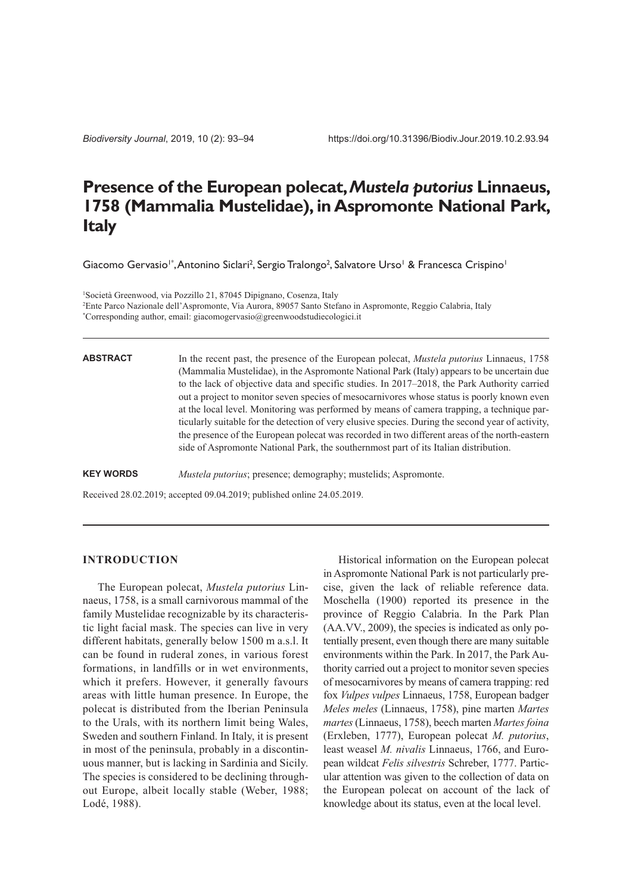# Presence of the European polecat, *Mustela putorius* Linnaeus, 1758 (Mammalia Mustelidae), in Aspromonte National Park, Italy

Giacomo Gervasio[1*], Antonino Siclari[2], Sergio Tralongo[2], Salvatore Urso[1] & Francesca Crispino[1]

[1]Società Greenwood, via Pozzillo 21, 87045 Dipignano, Cosenza, Italy
[2]Ente Parco Nazionale dell'Aspromonte, Via Aurora, 89057 Santo Stefano in Aspromonte, Reggio Calabria, Italy
[*]Corresponding author, email: giacomogervasio@greenwoodstudiecologici.it

**ABSTRACT**

In the recent past, the presence of the European polecat, *Mustela putorius* Linnaeus, 1758 (Mammalia Mustelidae), in the Aspromonte National Park (Italy) appears to be uncertain due to the lack of objective data and specific studies. In 2017–2018, the Park Authority carried out a project to monitor seven species of mesocarnivores whose status is poorly known even at the local level. Monitoring was performed by means of camera trapping, a technique particularly suitable for the detection of very elusive species. During the second year of activity, the presence of the European polecat was recorded in two different areas of the north-eastern side of Aspromonte National Park, the southernmost part of its Italian distribution.

**KEY WORDS**

*Mustela putorius*; presence; demography; mustelids; Aspromonte.

Received 28.02.2019; accepted 09.04.2019; published online 24.05.2019.

## INTRODUCTION

The European polecat, *Mustela putorius* Linnaeus, 1758, is a small carnivorous mammal of the family Mustelidae recognizable by its characteristic light facial mask. The species can live in very different habitats, generally below 1500 m a.s.l. It can be found in ruderal zones, in various forest formations, in landfills or in wet environments, which it prefers. However, it generally favours areas with little human presence. In Europe, the polecat is distributed from the Iberian Peninsula to the Urals, with its northern limit being Wales, Sweden and southern Finland. In Italy, it is present in most of the peninsula, probably in a discontinuous manner, but is lacking in Sardinia and Sicily. The species is considered to be declining throughout Europe, albeit locally stable (Weber, 1988; Lodé, 1988).

Historical information on the European polecat in Aspromonte National Park is not particularly precise, given the lack of reliable reference data. Moschella (1900) reported its presence in the province of Reggio Calabria. In the Park Plan (AA.VV., 2009), the species is indicated as only potentially present, even though there are many suitable environments within the Park. In 2017, the Park Authority carried out a project to monitor seven species of mesocarnivores by means of camera trapping: red fox *Vulpes vulpes* Linnaeus, 1758, European badger *Meles meles* (Linnaeus, 1758), pine marten *Martes martes* (Linnaeus, 1758), beech marten *Martes foina* (Erxleben, 1777), European polecat *M. putorius*, least weasel *M. nivalis* Linnaeus, 1766, and European wildcat *Felis silvestris* Schreber, 1777. Particular attention was given to the collection of data on the European polecat on account of the lack of knowledge about its status, even at the local level.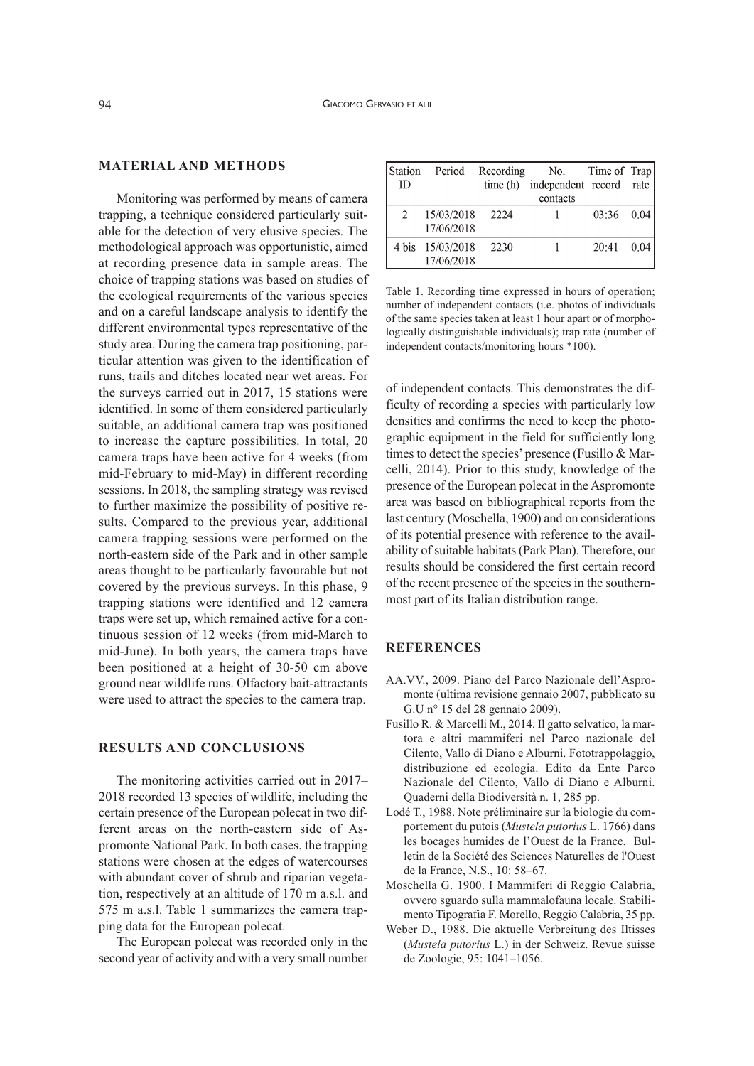## MATERIAL AND METHODS

Monitoring was performed by means of camera trapping, a technique considered particularly suitable for the detection of very elusive species. The methodological approach was opportunistic, aimed at recording presence data in sample areas. The choice of trapping stations was based on studies of the ecological requirements of the various species and on a careful landscape analysis to identify the different environmental types representative of the study area. During the camera trap positioning, particular attention was given to the identification of runs, trails and ditches located near wet areas. For the surveys carried out in 2017, 15 stations were identified. In some of them considered particularly suitable, an additional camera trap was positioned to increase the capture possibilities. In total, 20 camera traps have been active for 4 weeks (from mid-February to mid-May) in different recording sessions. In 2018, the sampling strategy was revised to further maximize the possibility of positive results. Compared to the previous year, additional camera trapping sessions were performed on the north-eastern side of the Park and in other sample areas thought to be particularly favourable but not covered by the previous surveys. In this phase, 9 trapping stations were identified and 12 camera traps were set up, which remained active for a continuous session of 12 weeks (from mid-March to mid-June). In both years, the camera traps have been positioned at a height of 30-50 cm above ground near wildlife runs. Olfactory bait-attractants were used to attract the species to the camera trap.

## RESULTS AND CONCLUSIONS

The monitoring activities carried out in 2017–2018 recorded 13 species of wildlife, including the certain presence of the European polecat in two different areas on the north-eastern side of Aspromonte National Park. In both cases, the trapping stations were chosen at the edges of watercourses with abundant cover of shrub and riparian vegetation, respectively at an altitude of 170 m a.s.l. and 575 m a.s.l. Table 1 summarizes the camera trapping data for the European polecat.

| Station ID | Period | Recording time (h) | No. independent contacts | Time of record | Trap rate |
|---|---|---|---|---|---|
| 2 | 15/03/2018 17/06/2018 | 2224 | 1 | 03:36 | 0.04 |
| 4 bis | 15/03/2018 17/06/2018 | 2230 | 1 | 20:41 | 0.04 |

Table 1. Recording time expressed in hours of operation; number of independent contacts (i.e. photos of individuals of the same species taken at least 1 hour apart or of morphologically distinguishable individuals); trap rate (number of independent contacts/monitoring hours *100).

The European polecat was recorded only in the second year of activity and with a very small number of independent contacts. This demonstrates the difficulty of recording a species with particularly low densities and confirms the need to keep the photographic equipment in the field for sufficiently long times to detect the species' presence (Fusillo & Marcelli, 2014). Prior to this study, knowledge of the presence of the European polecat in the Aspromonte area was based on bibliographical reports from the last century (Moschella, 1900) and on considerations of its potential presence with reference to the availability of suitable habitats (Park Plan). Therefore, our results should be considered the first certain record of the recent presence of the species in the southernmost part of its Italian distribution range.

## REFERENCES

AA.VV., 2009. Piano del Parco Nazionale dell'Aspromonte (ultima revisione gennaio 2007, pubblicato su G.U n° 15 del 28 gennaio 2009).

Fusillo R. & Marcelli M., 2014. Il gatto selvatico, la martora e altri mammiferi nel Parco nazionale del Cilento, Vallo di Diano e Alburni. Fototrappolaggio, distribuzione ed ecologia. Edito da Ente Parco Nazionale del Cilento, Vallo di Diano e Alburni. Quaderni della Biodiversità n. 1, 285 pp.

Lodé T., 1988. Note préliminaire sur la biologie du comportement du putois (*Mustela putorius* L. 1766) dans les bocages humides de l'Ouest de la France. Bulletin de la Société des Sciences Naturelles de l'Ouest de la France, N.S., 10: 58–67.

Moschella G. 1900. I Mammiferi di Reggio Calabria, ovvero sguardo sulla mammalofauna locale. Stabilimento Tipografia F. Morello, Reggio Calabria, 35 pp.

Weber D., 1988. Die aktuelle Verbreitung des Iltisses (*Mustela putorius* L.) in der Schweiz. Revue suisse de Zoologie, 95: 1041–1056.